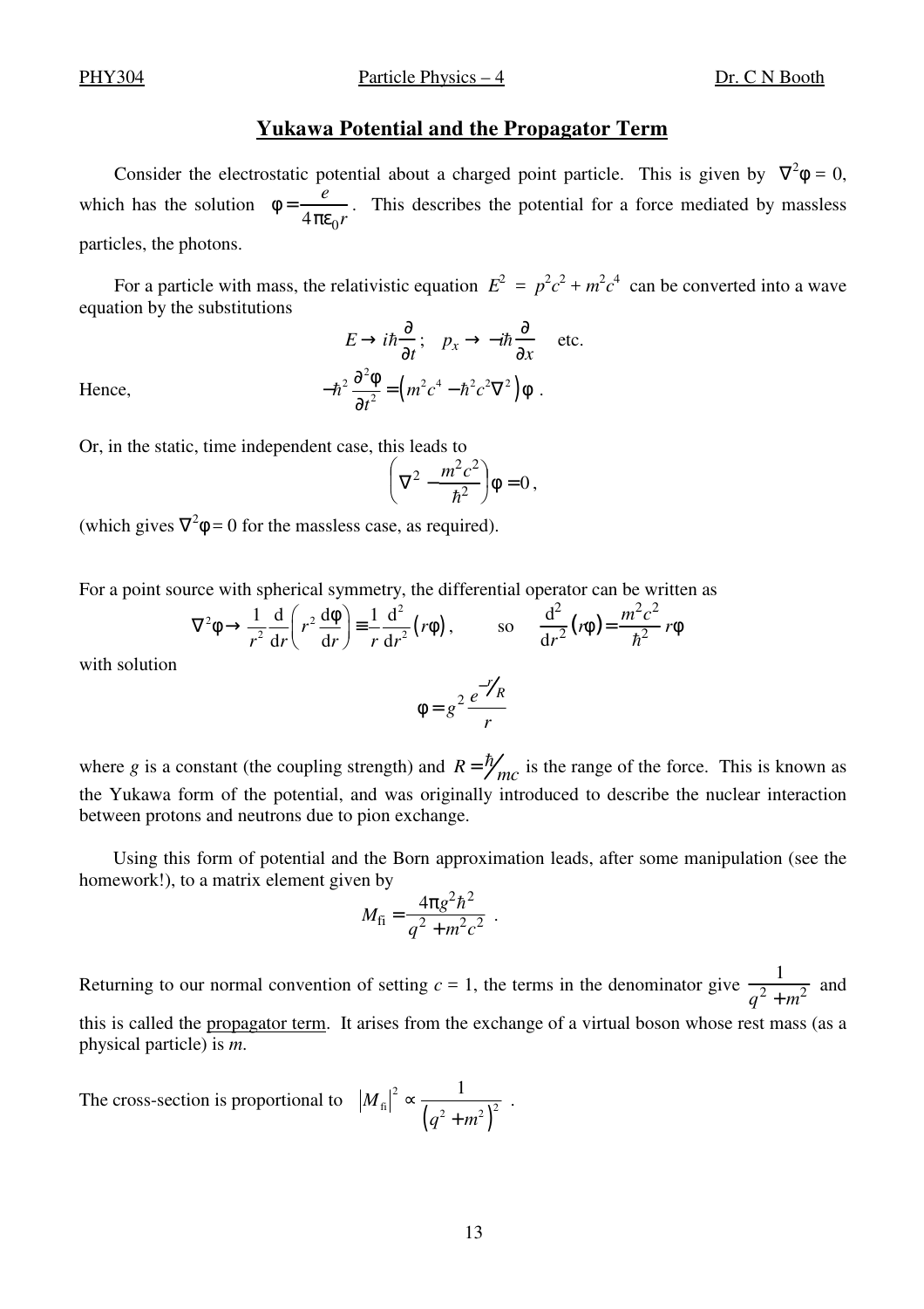## Yukawa Potential and the Propagator Term

Consider the electrostatic potential about a charged point particle. This is given by $\nabla^2\varphi = 0$, which has the solution $\varphi = \dfrac{e}{4\pi\varepsilon_0 r}$. This describes the potential for a force mediated by massless particles, the photons.

For a particle with mass, the relativistic equation $E^2 = p^2c^2 + m^2c^4$ can be converted into a wave equation by the substitutions

$$E \to i\hbar\frac{\partial}{\partial t}; \quad p_x \to -i\hbar\frac{\partial}{\partial x} \quad \text{etc.}$$

Hence,

$$-\hbar^2\frac{\partial^2\varphi}{\partial t^2} = \left(m^2c^4 - \hbar^2c^2\nabla^2\right)\varphi \ .$$

Or, in the static, time independent case, this leads to

$$\left(\nabla^2 - \frac{m^2c^2}{\hbar^2}\right)\varphi = 0 ,$$

(which gives $\nabla^2\varphi = 0$ for the massless case, as required).

For a point source with spherical symmetry, the differential operator can be written as

$$\nabla^2\varphi \to \frac{1}{r^2}\frac{\mathrm{d}}{\mathrm{d}r}\left(r^2\frac{\mathrm{d}\varphi}{\mathrm{d}r}\right) \equiv \frac{1}{r}\frac{\mathrm{d}^2}{\mathrm{d}r^2}(r\varphi), \qquad \text{so} \qquad \frac{\mathrm{d}^2}{\mathrm{d}r^2}(r\varphi) = \frac{m^2c^2}{\hbar^2}r\varphi$$

with solution

$$\varphi = g^2\frac{e^{-r/R}}{r}$$

where $g$ is a constant (the coupling strength) and $R = \hbar/mc$ is the range of the force. This is known as the Yukawa form of the potential, and was originally introduced to describe the nuclear interaction between protons and neutrons due to pion exchange.

Using this form of potential and the Born approximation leads, after some manipulation (see the homework!), to a matrix element given by

$$M_{\mathrm{fi}} = \frac{4\pi g^2\hbar^2}{q^2 + m^2c^2} \ .$$

Returning to our normal convention of setting $c = 1$, the terms in the denominator give $\dfrac{1}{q^2 + m^2}$ and this is called the propagator term. It arises from the exchange of a virtual boson whose rest mass (as a physical particle) is $m$.

The cross-section is proportional to $\left|M_{\mathrm{fi}}\right|^2 \propto \dfrac{1}{\left(q^2 + m^2\right)^2}$ .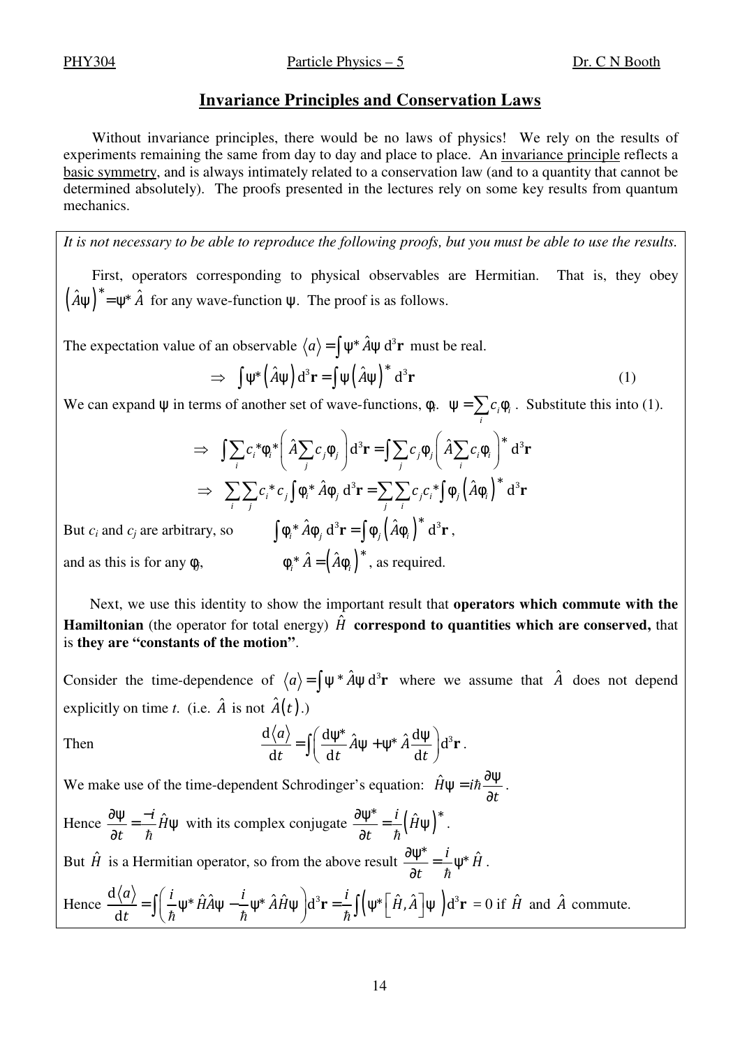## Invariance Principles and Conservation Laws

Without invariance principles, there would be no laws of physics! We rely on the results of experiments remaining the same from day to day and place to place. An <u>invariance principle</u> reflects a <u>basic symmetry</u>, and is always intimately related to a conservation law (and to a quantity that cannot be determined absolutely). The proofs presented in the lectures rely on some key results from quantum mechanics.

*It is not necessary to be able to reproduce the following proofs, but you must be able to use the results.*

First, operators corresponding to physical observables are Hermitian. That is, they obey $\left(\hat{A}\psi\right)^* = \psi^* \hat{A}$ for any wave-function $\psi$. The proof is as follows.

The expectation value of an observable $\langle a \rangle = \int \psi^* \hat{A}\psi \, \mathrm{d}^3\mathbf{r}$ must be real.

$$\Rightarrow \quad \int \psi^* \left(\hat{A}\psi\right) \mathrm{d}^3\mathbf{r} = \int \psi \left(\hat{A}\psi\right)^* \mathrm{d}^3\mathbf{r} \tag{1}$$

We can expand $\psi$ in terms of another set of wave-functions, $\phi_i$. $\psi = \sum_i c_i \phi_i$. Substitute this into (1).

$$\Rightarrow \quad \int \sum_i c_i^* \phi_i^* \left( \hat{A} \sum_j c_j \phi_j \right) \mathrm{d}^3\mathbf{r} = \int \sum_j c_j \phi_j \left( \hat{A} \sum_i c_i \phi_i \right)^* \mathrm{d}^3\mathbf{r}$$

$$\Rightarrow \quad \sum_i \sum_j c_i^* c_j \int \phi_i^* \hat{A}\phi_j \, \mathrm{d}^3\mathbf{r} = \sum_j \sum_i c_j c_i^* \int \phi_j \left(\hat{A}\phi_i\right)^* \mathrm{d}^3\mathbf{r}$$

But $c_i$ and $c_j$ are arbitrary, so $\quad \int \phi_i^* \hat{A}\phi_j \, \mathrm{d}^3\mathbf{r} = \int \phi_j \left(\hat{A}\phi_i\right)^* \mathrm{d}^3\mathbf{r}$,

and as this is for any $\phi_j$, $\quad \phi_i^* \hat{A} = \left(\hat{A}\phi_i\right)^*$, as required.

Next, we use this identity to show the important result that **operators which commute with the Hamiltonian** (the operator for total energy) $\hat{H}$ **correspond to quantities which are conserved,** that is **they are "constants of the motion"**.

Consider the time-dependence of $\langle a \rangle = \int \psi^* \hat{A}\psi \, \mathrm{d}^3\mathbf{r}$ where we assume that $\hat{A}$ does not depend explicitly on time $t$. (i.e. $\hat{A}$ is not $\hat{A}(t)$.)

Then
$$\frac{\mathrm{d}\langle a \rangle}{\mathrm{d}t} = \int \left( \frac{\mathrm{d}\psi^*}{\mathrm{d}t} \hat{A}\psi + \psi^* \hat{A} \frac{\mathrm{d}\psi}{\mathrm{d}t} \right) \mathrm{d}^3\mathbf{r}.$$

We make use of the time-dependent Schrodinger's equation: $\hat{H}\psi = i\hbar \dfrac{\partial \psi}{\partial t}$.

Hence $\dfrac{\partial \psi}{\partial t} = \dfrac{-i}{\hbar} \hat{H}\psi$ with its complex conjugate $\dfrac{\partial \psi^*}{\partial t} = \dfrac{i}{\hbar} \left(\hat{H}\psi\right)^*$.

But $\hat{H}$ is a Hermitian operator, so from the above result $\dfrac{\partial \psi^*}{\partial t} = \dfrac{i}{\hbar} \psi^* \hat{H}$.

Hence $\dfrac{\mathrm{d}\langle a \rangle}{\mathrm{d}t} = \displaystyle\int \left( \frac{i}{\hbar} \psi^* \hat{H}\hat{A}\psi - \frac{i}{\hbar} \psi^* \hat{A}\hat{H}\psi \right) \mathrm{d}^3\mathbf{r} = \frac{i}{\hbar} \int \left( \psi^* \left[\hat{H}, \hat{A}\right] \psi \right) \mathrm{d}^3\mathbf{r} = 0$ if $\hat{H}$ and $\hat{A}$ commute.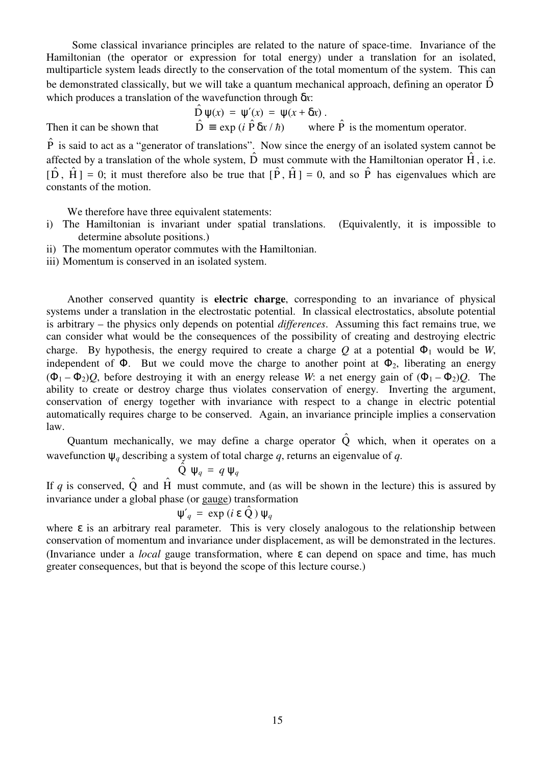Some classical invariance principles are related to the nature of space-time. Invariance of the Hamiltonian (the operator or expression for total energy) under a translation for an isolated, multiparticle system leads directly to the conservation of the total momentum of the system. This can be demonstrated classically, but we will take a quantum mechanical approach, defining an operator $\hat{D}$ which produces a translation of the wavefunction through $\delta x$:

$$\hat{D}\,\psi(x) \;=\; \psi'(x) \;=\; \psi(x + \delta x)\,.$$

Then it can be shown that $\qquad \hat{D} \equiv \exp\,(i\,\hat{P}\,\delta x\,/\,\hbar) \qquad$ where $\hat{P}$ is the momentum operator.

$\hat{P}$ is said to act as a "generator of translations". Now since the energy of an isolated system cannot be affected by a translation of the whole system, $\hat{D}$ must commute with the Hamiltonian operator $\hat{H}$, i.e. $[\hat{D}\,,\,\hat{H}\,] = 0$; it must therefore also be true that $[\hat{P}\,,\,\hat{H}\,] = 0$, and so $\hat{P}$ has eigenvalues which are constants of the motion.

We therefore have three equivalent statements:

i) The Hamiltonian is invariant under spatial translations. (Equivalently, it is impossible to determine absolute positions.)
ii) The momentum operator commutes with the Hamiltonian.
iii) Momentum is conserved in an isolated system.

Another conserved quantity is **electric charge**, corresponding to an invariance of physical systems under a translation in the electrostatic potential. In classical electrostatics, absolute potential is arbitrary – the physics only depends on potential *differences*. Assuming this fact remains true, we can consider what would be the consequences of the possibility of creating and destroying electric charge. By hypothesis, the energy required to create a charge $Q$ at a potential $\Phi_1$ would be $W$, independent of $\Phi$. But we could move the charge to another point at $\Phi_2$, liberating an energy $(\Phi_1 - \Phi_2)Q$, before destroying it with an energy release $W$: a net energy gain of $(\Phi_1 - \Phi_2)Q$. The ability to create or destroy charge thus violates conservation of energy. Inverting the argument, conservation of energy together with invariance with respect to a change in electric potential automatically requires charge to be conserved. Again, an invariance principle implies a conservation law.

Quantum mechanically, we may define a charge operator $\hat{Q}$ which, when it operates on a wavefunction $\psi_q$ describing a system of total charge $q$, returns an eigenvalue of $q$.

$$\hat{Q}\;\psi_q \;=\; q\;\psi_q$$

If $q$ is conserved, $\hat{Q}$ and $\hat{H}$ must commute, and (as will be shown in the lecture) this is assured by invariance under a global phase (or gauge) transformation

$$\psi'_q \;=\; \exp\,(i\,\varepsilon\,\hat{Q}\,)\;\psi_q$$

where $\varepsilon$ is an arbitrary real parameter. This is very closely analogous to the relationship between conservation of momentum and invariance under displacement, as will be demonstrated in the lectures. (Invariance under a *local* gauge transformation, where $\varepsilon$ can depend on space and time, has much greater consequences, but that is beyond the scope of this lecture course.)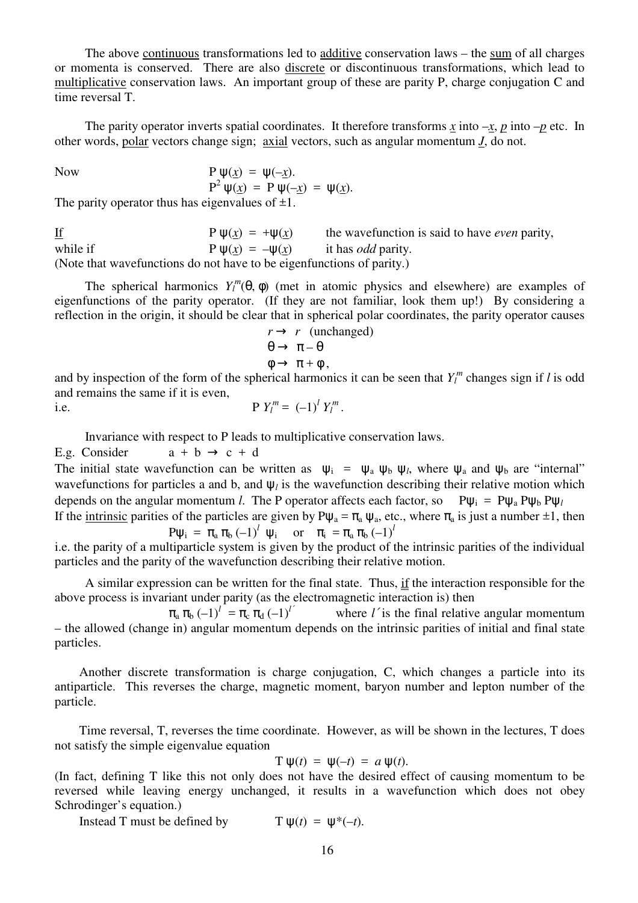The above <u>continuous</u> transformations led to <u>additive</u> conservation laws – the <u>sum</u> of all charges or momenta is conserved. There are also <u>discrete</u> or discontinuous transformations, which lead to <u>multiplicative</u> conservation laws. An important group of these are parity P, charge conjugation C and time reversal T.

The parity operator inverts spatial coordinates. It therefore transforms $\underline{x}$ into $-\underline{x}$, $\underline{p}$ into $-\underline{p}$ etc. In other words, <u>polar</u> vectors change sign; <u>axial</u> vectors, such as angular momentum $\underline{J}$, do not.

Now
$$\mathrm{P}\,\psi(\underline{x}) = \psi(-\underline{x}).$$
$$\mathrm{P}^2\,\psi(\underline{x}) = \mathrm{P}\,\psi(-\underline{x}) = \psi(\underline{x}).$$
The parity operator thus has eigenvalues of $\pm 1$.

<u>If</u> $\mathrm{P}\,\psi(\underline{x}) = +\psi(\underline{x})$ the wavefunction is said to have *even* parity,
while if $\mathrm{P}\,\psi(\underline{x}) = -\psi(\underline{x})$ it has *odd* parity.
(Note that wavefunctions do not have to be eigenfunctions of parity.)

The spherical harmonics $Y_l^m(\theta, \phi)$ (met in atomic physics and elsewhere) are examples of eigenfunctions of the parity operator. (If they are not familiar, look them up!) By considering a reflection in the origin, it should be clear that in spherical polar coordinates, the parity operator causes

$$r \to r \quad \text{(unchanged)}$$
$$\theta \to \pi - \theta$$
$$\phi \to \pi + \phi,$$

and by inspection of the form of the spherical harmonics it can be seen that $Y_l^m$ changes sign if $l$ is odd and remains the same if it is even,
i.e.
$$\mathrm{P}\,Y_l^m = (-1)^l\,Y_l^m.$$

Invariance with respect to P leads to multiplicative conservation laws.
E.g. Consider $\mathrm{a} + \mathrm{b} \to \mathrm{c} + \mathrm{d}$
The initial state wavefunction can be written as $\psi_i = \psi_a\,\psi_b\,\psi_l$, where $\psi_a$ and $\psi_b$ are "internal" wavefunctions for particles a and b, and $\psi_l$ is the wavefunction describing their relative motion which depends on the angular momentum $l$. The P operator affects each factor, so $\mathrm{P}\psi_i = \mathrm{P}\psi_a\,\mathrm{P}\psi_b\,\mathrm{P}\psi_l$
If the <u>intrinsic</u> parities of the particles are given by $\mathrm{P}\psi_a = \pi_a\,\psi_a$, etc., where $\pi_a$ is just a number $\pm 1$, then

$$\mathrm{P}\psi_i = \pi_a\,\pi_b\,(-1)^l\,\psi_i \quad \text{or} \quad \pi_i = \pi_a\,\pi_b\,(-1)^l$$

i.e. the parity of a multiparticle system is given by the product of the intrinsic parities of the individual particles and the parity of the wavefunction describing their relative motion.

A similar expression can be written for the final state. Thus, <u>if</u> the interaction responsible for the above process is invariant under parity (as the electromagnetic interaction is) then

$$\pi_a\,\pi_b\,(-1)^l = \pi_c\,\pi_d\,(-1)^{l'}$$

where $l'$ is the final relative angular momentum – the allowed (change in) angular momentum depends on the intrinsic parities of initial and final state particles.

Another discrete transformation is charge conjugation, C, which changes a particle into its antiparticle. This reverses the charge, magnetic moment, baryon number and lepton number of the particle.

Time reversal, T, reverses the time coordinate. However, as will be shown in the lectures, T does not satisfy the simple eigenvalue equation

$$\mathrm{T}\,\psi(t) = \psi(-t) = a\,\psi(t).$$

(In fact, defining T like this not only does not have the desired effect of causing momentum to be reversed while leaving energy unchanged, it results in a wavefunction which does not obey Schrodinger's equation.)

Instead T must be defined by
$$\mathrm{T}\,\psi(t) = \psi^*(-t).$$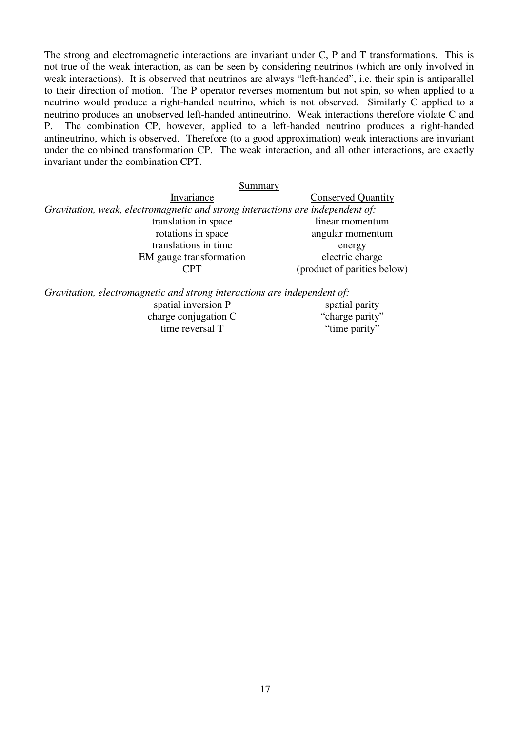The strong and electromagnetic interactions are invariant under C, P and T transformations. This is not true of the weak interaction, as can be seen by considering neutrinos (which are only involved in weak interactions). It is observed that neutrinos are always "left-handed", i.e. their spin is antiparallel to their direction of motion. The P operator reverses momentum but not spin, so when applied to a neutrino would produce a right-handed neutrino, which is not observed. Similarly C applied to a neutrino produces an unobserved left-handed antineutrino. Weak interactions therefore violate C and P. The combination CP, however, applied to a left-handed neutrino produces a right-handed antineutrino, which is observed. Therefore (to a good approximation) weak interactions are invariant under the combined transformation CP. The weak interaction, and all other interactions, are exactly invariant under the combination CPT.

## Summary

| Invariance | Conserved Quantity |
|---|---|
| *Gravitation, weak, electromagnetic and strong interactions are independent of:* | |
| translation in space | linear momentum |
| rotations in space | angular momentum |
| translations in time | energy |
| EM gauge transformation | electric charge |
| CPT | (product of parities below) |
| *Gravitation, electromagnetic and strong interactions are independent of:* | |
| spatial inversion P | spatial parity |
| charge conjugation C | "charge parity" |
| time reversal T | "time parity" |